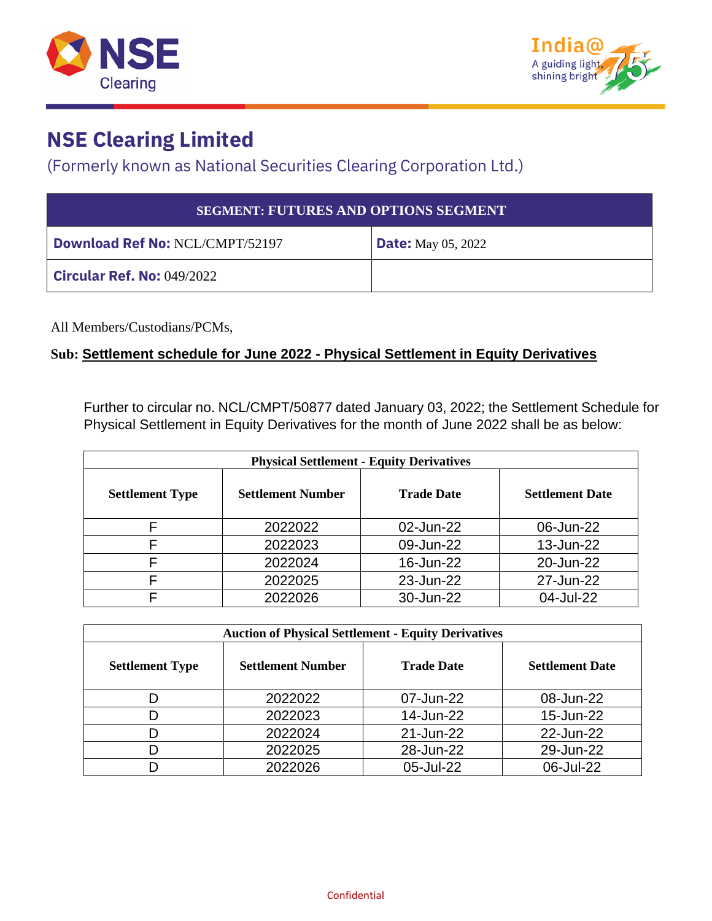# NSE Clearing Limited

(Formerly known as National Securities Clearing Corporation Ltd.)

| SEGMENT: FUTURES AND OPTIONS SEGMENT | |
|---|---|
| **Download Ref No:** NCL/CMPT/52197 | **Date:** May 05, 2022 |
| **Circular Ref. No:** 049/2022 | |

All Members/Custodians/PCMs,

**Sub: Settlement schedule for June 2022 - Physical Settlement in Equity Derivatives**

Further to circular no. NCL/CMPT/50877 dated January 03, 2022; the Settlement Schedule for Physical Settlement in Equity Derivatives for the month of June 2022 shall be as below:

| Physical Settlement - Equity Derivatives | | | |
|---|---|---|---|
| **Settlement Type** | **Settlement Number** | **Trade Date** | **Settlement Date** |
| F | 2022022 | 02-Jun-22 | 06-Jun-22 |
| F | 2022023 | 09-Jun-22 | 13-Jun-22 |
| F | 2022024 | 16-Jun-22 | 20-Jun-22 |
| F | 2022025 | 23-Jun-22 | 27-Jun-22 |
| F | 2022026 | 30-Jun-22 | 04-Jul-22 |

| Auction of Physical Settlement - Equity Derivatives | | | |
|---|---|---|---|
| **Settlement Type** | **Settlement Number** | **Trade Date** | **Settlement Date** |
| D | 2022022 | 07-Jun-22 | 08-Jun-22 |
| D | 2022023 | 14-Jun-22 | 15-Jun-22 |
| D | 2022024 | 21-Jun-22 | 22-Jun-22 |
| D | 2022025 | 28-Jun-22 | 29-Jun-22 |
| D | 2022026 | 05-Jul-22 | 06-Jul-22 |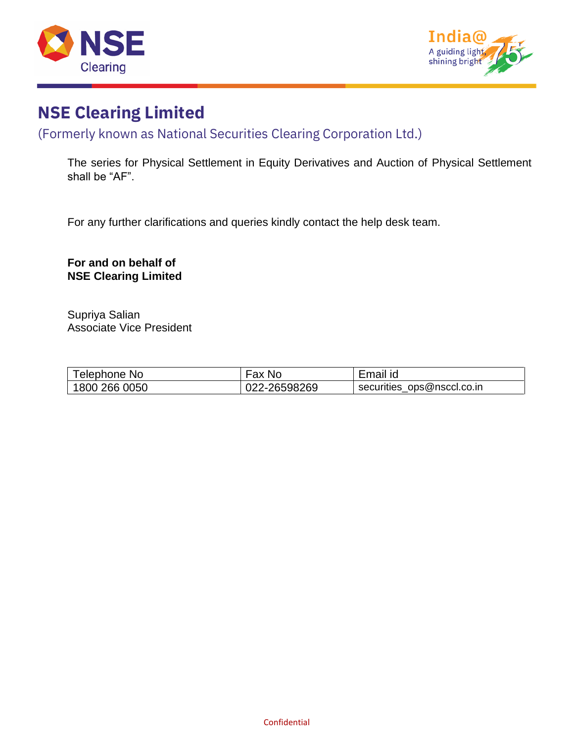# NSE Clearing Limited

(Formerly known as National Securities Clearing Corporation Ltd.)

The series for Physical Settlement in Equity Derivatives and Auction of Physical Settlement shall be "AF".

For any further clarifications and queries kindly contact the help desk team.

**For and on behalf of**
**NSE Clearing Limited**

Supriya Salian
Associate Vice President

| Telephone No | Fax No | Email id |
|---|---|---|
| 1800 266 0050 | 022-26598269 | securities_ops@nsccl.co.in |

Confidential